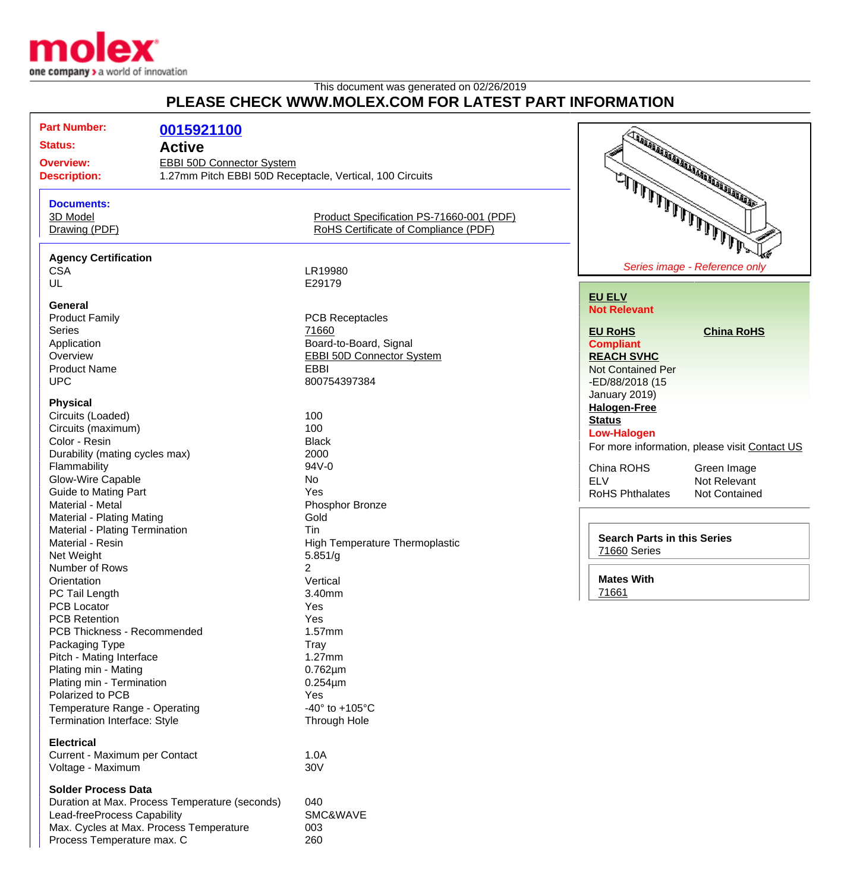This document was generated on 02/26/2019

## PLEASE CHECK WWW.MOLEX.COM FOR LATEST PART INFORMATION

**Part Number:** 0015921100
**Status:** Active
**Overview:** EBBI 50D Connector System
**Description:** 1.27mm Pitch EBBI 50D Receptacle, Vertical, 100 Circuits

**Documents:**

| | |
|---|---|
| 3D Model | Product Specification PS-71660-001 (PDF) |
| Drawing (PDF) | RoHS Certificate of Compliance (PDF) |

**Agency Certification**

| | |
|---|---|
| CSA | LR19980 |
| UL | E29179 |

**General**

| | |
|---|---|
| Product Family | PCB Receptacles |
| Series | 71660 |
| Application | Board-to-Board, Signal |
| Overview | EBBI 50D Connector System |
| Product Name | EBBI |
| UPC | 800754397384 |

**Physical**

| | |
|---|---|
| Circuits (Loaded) | 100 |
| Circuits (maximum) | 100 |
| Color - Resin | Black |
| Durability (mating cycles max) | 2000 |
| Flammability | 94V-0 |
| Glow-Wire Capable | No |
| Guide to Mating Part | Yes |
| Material - Metal | Phosphor Bronze |
| Material - Plating Mating | Gold |
| Material - Plating Termination | Tin |
| Material - Resin | High Temperature Thermoplastic |
| Net Weight | 5.851/g |
| Number of Rows | 2 |
| Orientation | Vertical |
| PC Tail Length | 3.40mm |
| PCB Locator | Yes |
| PCB Retention | Yes |
| PCB Thickness - Recommended | 1.57mm |
| Packaging Type | Tray |
| Pitch - Mating Interface | 1.27mm |
| Plating min - Mating | 0.762µm |
| Plating min - Termination | 0.254µm |
| Polarized to PCB | Yes |
| Temperature Range - Operating | -40° to +105°C |
| Termination Interface: Style | Through Hole |

**Electrical**

| | |
|---|---|
| Current - Maximum per Contact | 1.0A |
| Voltage - Maximum | 30V |

**Solder Process Data**

| | |
|---|---|
| Duration at Max. Process Temperature (seconds) | 040 |
| Lead-freeProcess Capability | SMC&WAVE |
| Max. Cycles at Max. Process Temperature | 003 |
| Process Temperature max. C | 260 |

*Series image - Reference only*

**EU ELV**
**Not Relevant**

**EU RoHS** **China RoHS**
**Compliant**

**REACH SVHC**
Not Contained Per -ED/88/2018 (15 January 2019)

**Halogen-Free Status**
**Low-Halogen**

For more information, please visit Contact US

| | |
|---|---|
| China ROHS | Green Image |
| ELV | Not Relevant |
| RoHS Phthalates | Not Contained |

**Search Parts in this Series**
71660 Series

**Mates With**
71661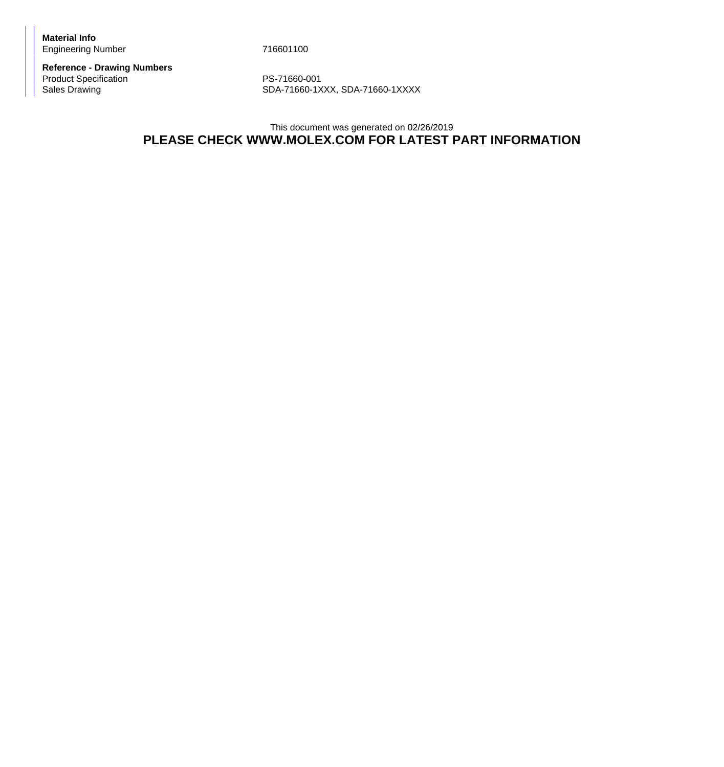**Material Info**

| Engineering Number | 716601100 |
| --- | --- |

**Reference - Drawing Numbers**

| Product Specification | PS-71660-001 |
| --- | --- |
| Sales Drawing | SDA-71660-1XXX, SDA-71660-1XXXX |

This document was generated on 02/26/2019

**PLEASE CHECK WWW.MOLEX.COM FOR LATEST PART INFORMATION**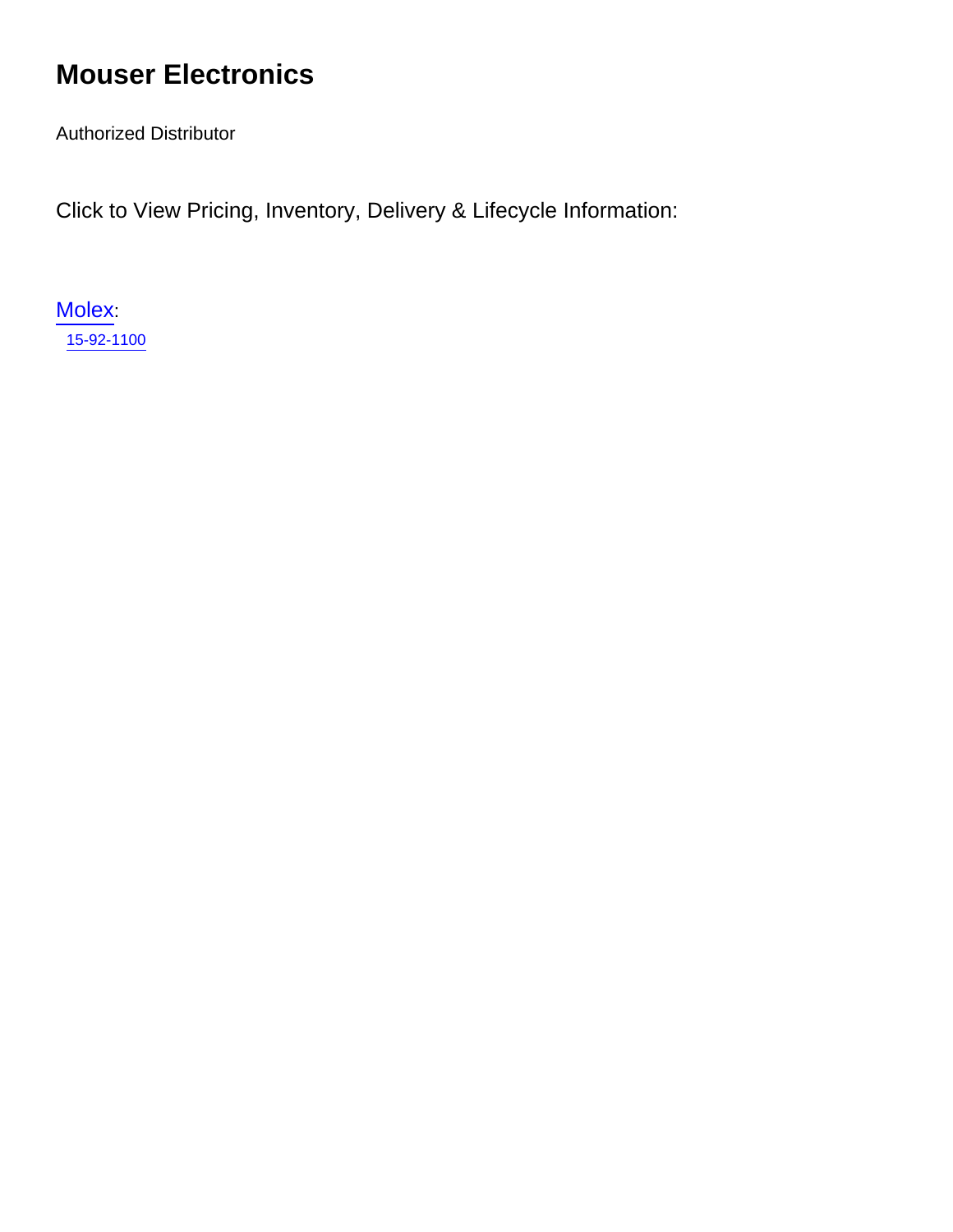# Mouser Electronics

Authorized Distributor

Click to View Pricing, Inventory, Delivery & Lifecycle Information:

Molex:

15-92-1100